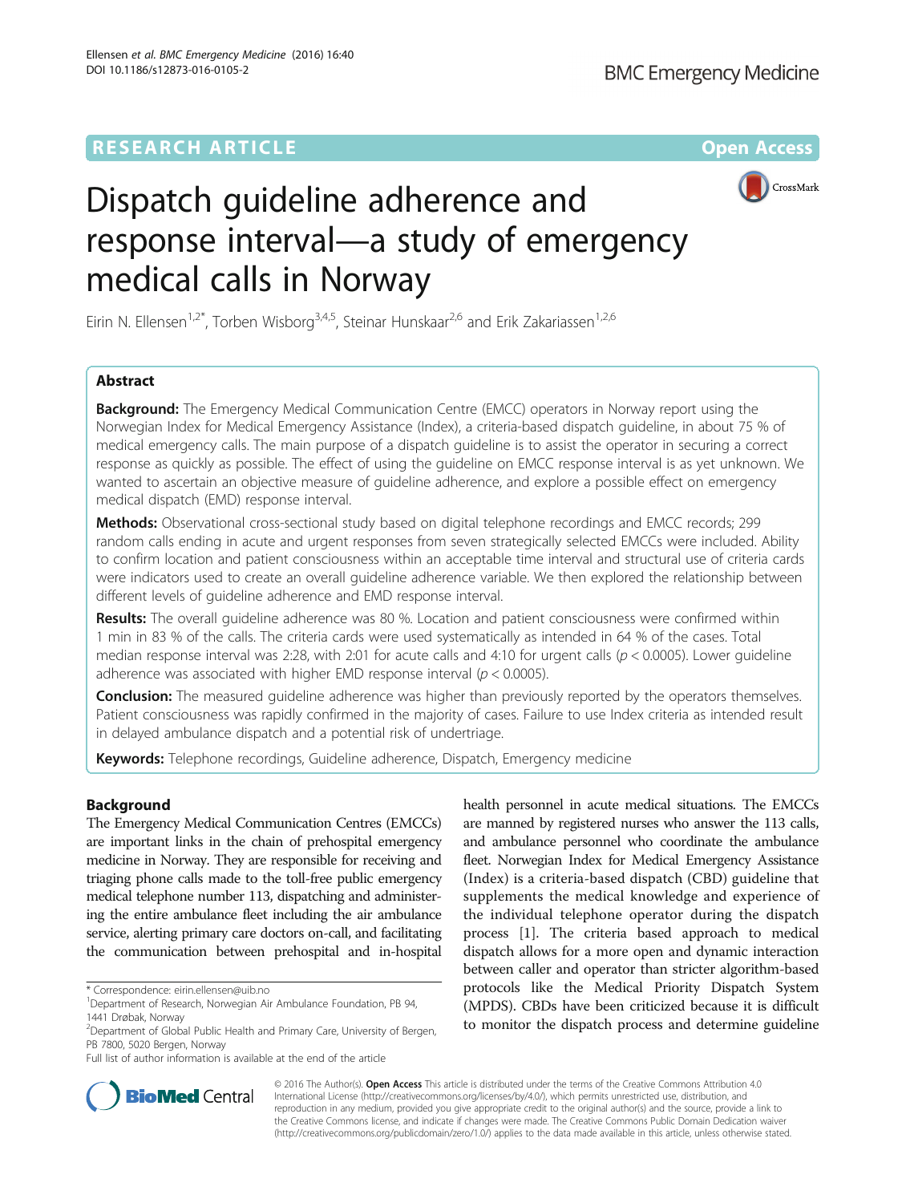RESEARCH ARTICLE

Open Access

# Dispatch guideline adherence and response interval—a study of emergency medical calls in Norway

Eirin N. Ellensen[1,2*], Torben Wisborg[3,4,5], Steinar Hunskaar[2,6] and Erik Zakariassen[1,2,6]

## Abstract

**Background:** The Emergency Medical Communication Centre (EMCC) operators in Norway report using the Norwegian Index for Medical Emergency Assistance (Index), a criteria-based dispatch guideline, in about 75 % of medical emergency calls. The main purpose of a dispatch guideline is to assist the operator in securing a correct response as quickly as possible. The effect of using the guideline on EMCC response interval is as yet unknown. We wanted to ascertain an objective measure of guideline adherence, and explore a possible effect on emergency medical dispatch (EMD) response interval.

**Methods:** Observational cross-sectional study based on digital telephone recordings and EMCC records; 299 random calls ending in acute and urgent responses from seven strategically selected EMCCs were included. Ability to confirm location and patient consciousness within an acceptable time interval and structural use of criteria cards were indicators used to create an overall guideline adherence variable. We then explored the relationship between different levels of guideline adherence and EMD response interval.

**Results:** The overall guideline adherence was 80 %. Location and patient consciousness were confirmed within 1 min in 83 % of the calls. The criteria cards were used systematically as intended in 64 % of the cases. Total median response interval was 2:28, with 2:01 for acute calls and 4:10 for urgent calls ($p < 0.0005$). Lower guideline adherence was associated with higher EMD response interval ($p < 0.0005$).

**Conclusion:** The measured guideline adherence was higher than previously reported by the operators themselves. Patient consciousness was rapidly confirmed in the majority of cases. Failure to use Index criteria as intended result in delayed ambulance dispatch and a potential risk of undertriage.

**Keywords:** Telephone recordings, Guideline adherence, Dispatch, Emergency medicine

## Background

The Emergency Medical Communication Centres (EMCCs) are important links in the chain of prehospital emergency medicine in Norway. They are responsible for receiving and triaging phone calls made to the toll-free public emergency medical telephone number 113, dispatching and administering the entire ambulance fleet including the air ambulance service, alerting primary care doctors on-call, and facilitating the communication between prehospital and in-hospital health personnel in acute medical situations. The EMCCs are manned by registered nurses who answer the 113 calls, and ambulance personnel who coordinate the ambulance fleet. Norwegian Index for Medical Emergency Assistance (Index) is a criteria-based dispatch (CBD) guideline that supplements the medical knowledge and experience of the individual telephone operator during the dispatch process [1]. The criteria based approach to medical dispatch allows for a more open and dynamic interaction between caller and operator than stricter algorithm-based protocols like the Medical Priority Dispatch System (MPDS). CBDs have been criticized because it is difficult to monitor the dispatch process and determine guideline

\* Correspondence: eirin.ellensen@uib.no

[1]Department of Research, Norwegian Air Ambulance Foundation, PB 94, 1441 Drøbak, Norway

[2]Department of Global Public Health and Primary Care, University of Bergen, PB 7800, 5020 Bergen, Norway

Full list of author information is available at the end of the article

© 2016 The Author(s). **Open Access** This article is distributed under the terms of the Creative Commons Attribution 4.0 International License (http://creativecommons.org/licenses/by/4.0/), which permits unrestricted use, distribution, and reproduction in any medium, provided you give appropriate credit to the original author(s) and the source, provide a link to the Creative Commons license, and indicate if changes were made. The Creative Commons Public Domain Dedication waiver (http://creativecommons.org/publicdomain/zero/1.0/) applies to the data made available in this article, unless otherwise stated.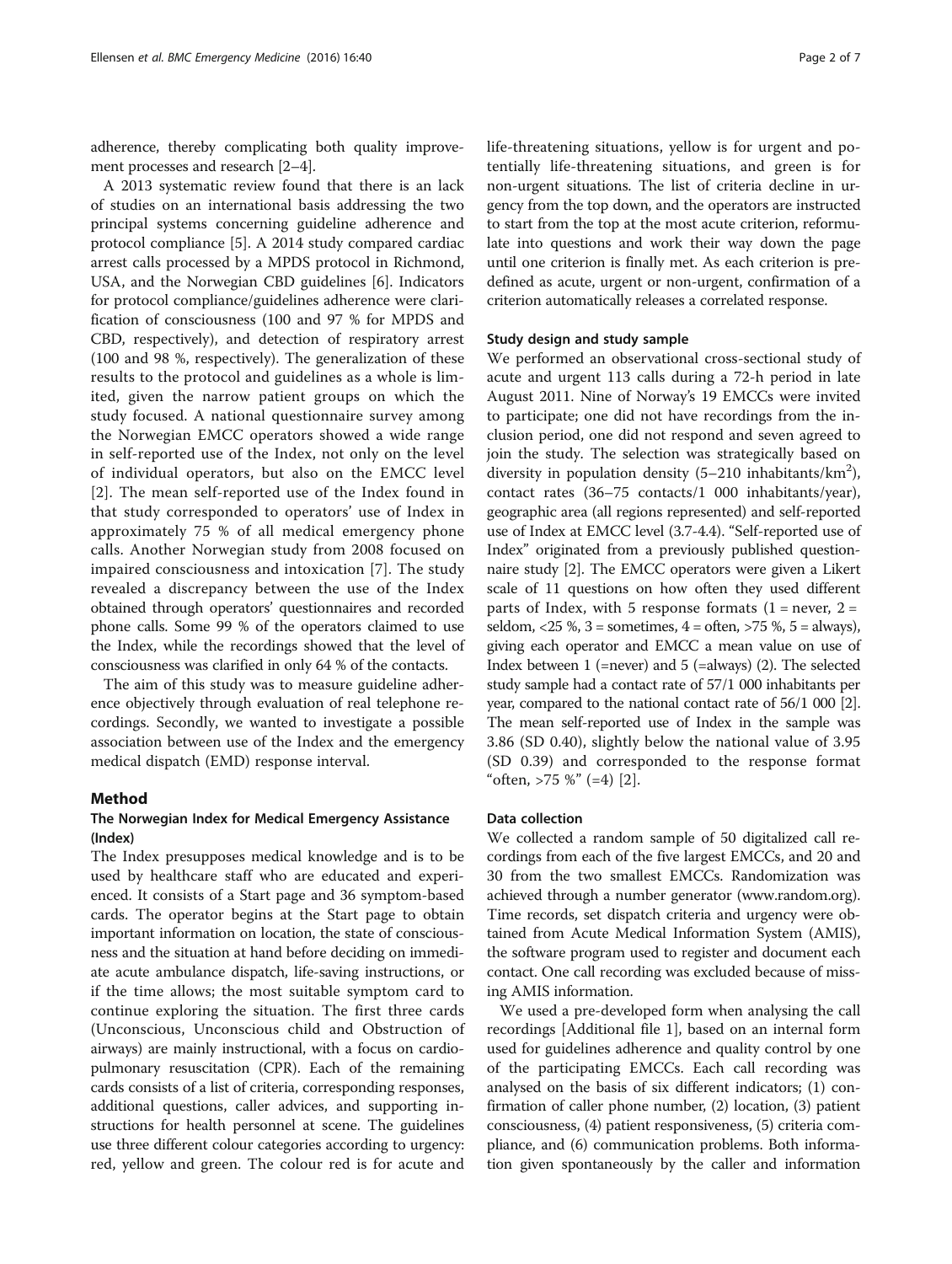adherence, thereby complicating both quality improvement processes and research [2–4].

A 2013 systematic review found that there is an lack of studies on an international basis addressing the two principal systems concerning guideline adherence and protocol compliance [5]. A 2014 study compared cardiac arrest calls processed by a MPDS protocol in Richmond, USA, and the Norwegian CBD guidelines [6]. Indicators for protocol compliance/guidelines adherence were clarification of consciousness (100 and 97 % for MPDS and CBD, respectively), and detection of respiratory arrest (100 and 98 %, respectively). The generalization of these results to the protocol and guidelines as a whole is limited, given the narrow patient groups on which the study focused. A national questionnaire survey among the Norwegian EMCC operators showed a wide range in self-reported use of the Index, not only on the level of individual operators, but also on the EMCC level [2]. The mean self-reported use of the Index found in that study corresponded to operators' use of Index in approximately 75 % of all medical emergency phone calls. Another Norwegian study from 2008 focused on impaired consciousness and intoxication [7]. The study revealed a discrepancy between the use of the Index obtained through operators' questionnaires and recorded phone calls. Some 99 % of the operators claimed to use the Index, while the recordings showed that the level of consciousness was clarified in only 64 % of the contacts.

The aim of this study was to measure guideline adherence objectively through evaluation of real telephone recordings. Secondly, we wanted to investigate a possible association between use of the Index and the emergency medical dispatch (EMD) response interval.

## Method

### The Norwegian Index for Medical Emergency Assistance (Index)

The Index presupposes medical knowledge and is to be used by healthcare staff who are educated and experienced. It consists of a Start page and 36 symptom-based cards. The operator begins at the Start page to obtain important information on location, the state of consciousness and the situation at hand before deciding on immediate acute ambulance dispatch, life-saving instructions, or if the time allows; the most suitable symptom card to continue exploring the situation. The first three cards (Unconscious, Unconscious child and Obstruction of airways) are mainly instructional, with a focus on cardiopulmonary resuscitation (CPR). Each of the remaining cards consists of a list of criteria, corresponding responses, additional questions, caller advices, and supporting instructions for health personnel at scene. The guidelines use three different colour categories according to urgency: red, yellow and green. The colour red is for acute and life-threatening situations, yellow is for urgent and potentially life-threatening situations, and green is for non-urgent situations. The list of criteria decline in urgency from the top down, and the operators are instructed to start from the top at the most acute criterion, reformulate into questions and work their way down the page until one criterion is finally met. As each criterion is predefined as acute, urgent or non-urgent, confirmation of a criterion automatically releases a correlated response.

### Study design and study sample

We performed an observational cross-sectional study of acute and urgent 113 calls during a 72-h period in late August 2011. Nine of Norway's 19 EMCCs were invited to participate; one did not have recordings from the inclusion period, one did not respond and seven agreed to join the study. The selection was strategically based on diversity in population density (5–210 inhabitants/km$^2$), contact rates (36–75 contacts/1 000 inhabitants/year), geographic area (all regions represented) and self-reported use of Index at EMCC level (3.7-4.4). "Self-reported use of Index" originated from a previously published questionnaire study [2]. The EMCC operators were given a Likert scale of 11 questions on how often they used different parts of Index, with 5 response formats (1 = never, 2 = seldom, <25 %, 3 = sometimes, 4 = often, >75 %, 5 = always), giving each operator and EMCC a mean value on use of Index between 1 (=never) and 5 (=always) (2). The selected study sample had a contact rate of 57/1 000 inhabitants per year, compared to the national contact rate of 56/1 000 [2]. The mean self-reported use of Index in the sample was 3.86 (SD 0.40), slightly below the national value of 3.95 (SD 0.39) and corresponded to the response format "often, >75 %" (=4) [2].

### Data collection

We collected a random sample of 50 digitalized call recordings from each of the five largest EMCCs, and 20 and 30 from the two smallest EMCCs. Randomization was achieved through a number generator (www.random.org). Time records, set dispatch criteria and urgency were obtained from Acute Medical Information System (AMIS), the software program used to register and document each contact. One call recording was excluded because of missing AMIS information.

We used a pre-developed form when analysing the call recordings [Additional file 1], based on an internal form used for guidelines adherence and quality control by one of the participating EMCCs. Each call recording was analysed on the basis of six different indicators; (1) confirmation of caller phone number, (2) location, (3) patient consciousness, (4) patient responsiveness, (5) criteria compliance, and (6) communication problems. Both information given spontaneously by the caller and information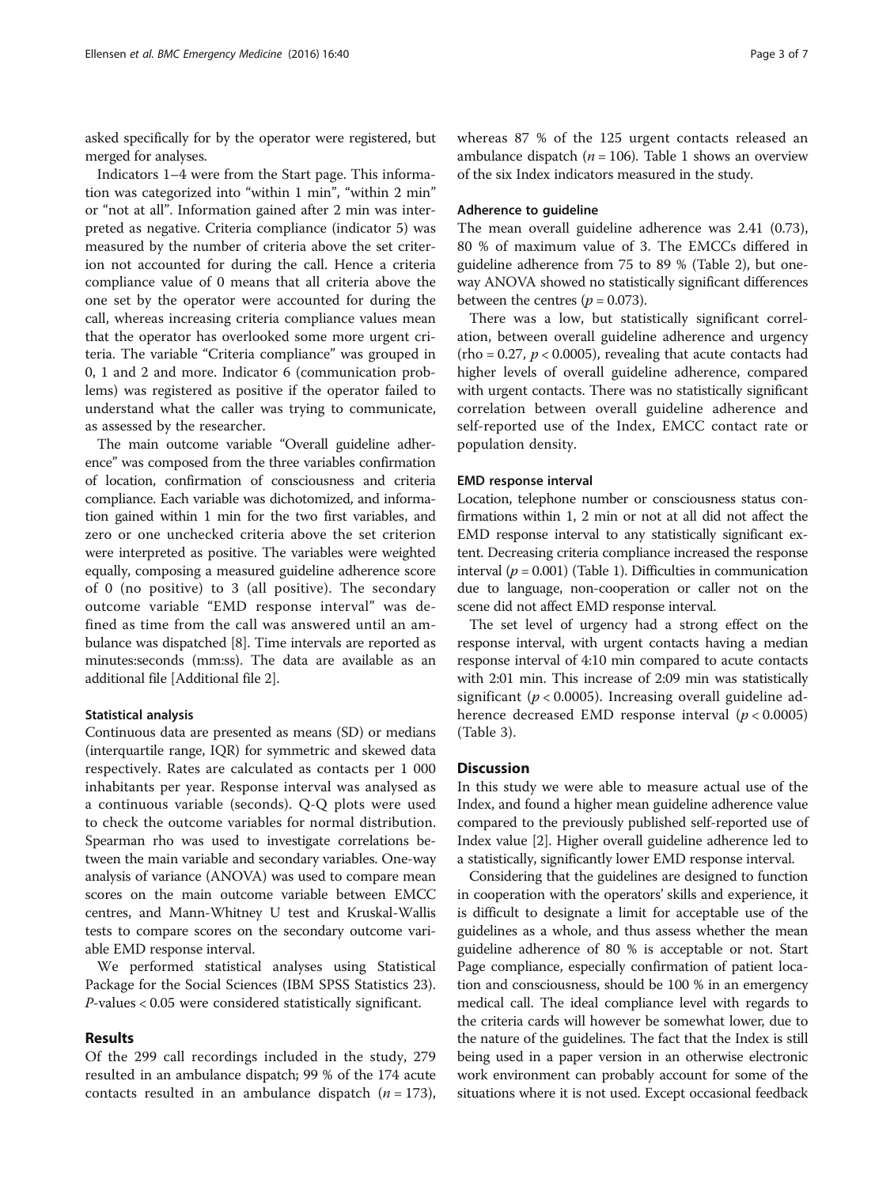asked specifically for by the operator were registered, but merged for analyses.

Indicators 1–4 were from the Start page. This information was categorized into "within 1 min", "within 2 min" or "not at all". Information gained after 2 min was interpreted as negative. Criteria compliance (indicator 5) was measured by the number of criteria above the set criterion not accounted for during the call. Hence a criteria compliance value of 0 means that all criteria above the one set by the operator were accounted for during the call, whereas increasing criteria compliance values mean that the operator has overlooked some more urgent criteria. The variable "Criteria compliance" was grouped in 0, 1 and 2 and more. Indicator 6 (communication problems) was registered as positive if the operator failed to understand what the caller was trying to communicate, as assessed by the researcher.

The main outcome variable "Overall guideline adherence" was composed from the three variables confirmation of location, confirmation of consciousness and criteria compliance. Each variable was dichotomized, and information gained within 1 min for the two first variables, and zero or one unchecked criteria above the set criterion were interpreted as positive. The variables were weighted equally, composing a measured guideline adherence score of 0 (no positive) to 3 (all positive). The secondary outcome variable "EMD response interval" was defined as time from the call was answered until an ambulance was dispatched [8]. Time intervals are reported as minutes:seconds (mm:ss). The data are available as an additional file [Additional file 2].

#### Statistical analysis

Continuous data are presented as means (SD) or medians (interquartile range, IQR) for symmetric and skewed data respectively. Rates are calculated as contacts per 1 000 inhabitants per year. Response interval was analysed as a continuous variable (seconds). Q-Q plots were used to check the outcome variables for normal distribution. Spearman rho was used to investigate correlations between the main variable and secondary variables. One-way analysis of variance (ANOVA) was used to compare mean scores on the main outcome variable between EMCC centres, and Mann-Whitney U test and Kruskal-Wallis tests to compare scores on the secondary outcome variable EMD response interval.

We performed statistical analyses using Statistical Package for the Social Sciences (IBM SPSS Statistics 23). *P*-values < 0.05 were considered statistically significant.

## Results

Of the 299 call recordings included in the study, 279 resulted in an ambulance dispatch; 99 % of the 174 acute contacts resulted in an ambulance dispatch ($n = 173$), whereas 87 % of the 125 urgent contacts released an ambulance dispatch ($n = 106$). Table 1 shows an overview of the six Index indicators measured in the study.

#### Adherence to guideline

The mean overall guideline adherence was 2.41 (0.73), 80 % of maximum value of 3. The EMCCs differed in guideline adherence from 75 to 89 % (Table 2), but one-way ANOVA showed no statistically significant differences between the centres ($p = 0.073$).

There was a low, but statistically significant correlation, between overall guideline adherence and urgency (rho = 0.27, $p < 0.0005$), revealing that acute contacts had higher levels of overall guideline adherence, compared with urgent contacts. There was no statistically significant correlation between overall guideline adherence and self-reported use of the Index, EMCC contact rate or population density.

#### EMD response interval

Location, telephone number or consciousness status confirmations within 1, 2 min or not at all did not affect the EMD response interval to any statistically significant extent. Decreasing criteria compliance increased the response interval ($p = 0.001$) (Table 1). Difficulties in communication due to language, non-cooperation or caller not on the scene did not affect EMD response interval.

The set level of urgency had a strong effect on the response interval, with urgent contacts having a median response interval of 4:10 min compared to acute contacts with 2:01 min. This increase of 2:09 min was statistically significant ($p < 0.0005$). Increasing overall guideline adherence decreased EMD response interval ($p < 0.0005$) (Table 3).

## Discussion

In this study we were able to measure actual use of the Index, and found a higher mean guideline adherence value compared to the previously published self-reported use of Index value [2]. Higher overall guideline adherence led to a statistically, significantly lower EMD response interval.

Considering that the guidelines are designed to function in cooperation with the operators' skills and experience, it is difficult to designate a limit for acceptable use of the guidelines as a whole, and thus assess whether the mean guideline adherence of 80 % is acceptable or not. Start Page compliance, especially confirmation of patient location and consciousness, should be 100 % in an emergency medical call. The ideal compliance level with regards to the criteria cards will however be somewhat lower, due to the nature of the guidelines. The fact that the Index is still being used in a paper version in an otherwise electronic work environment can probably account for some of the situations where it is not used. Except occasional feedback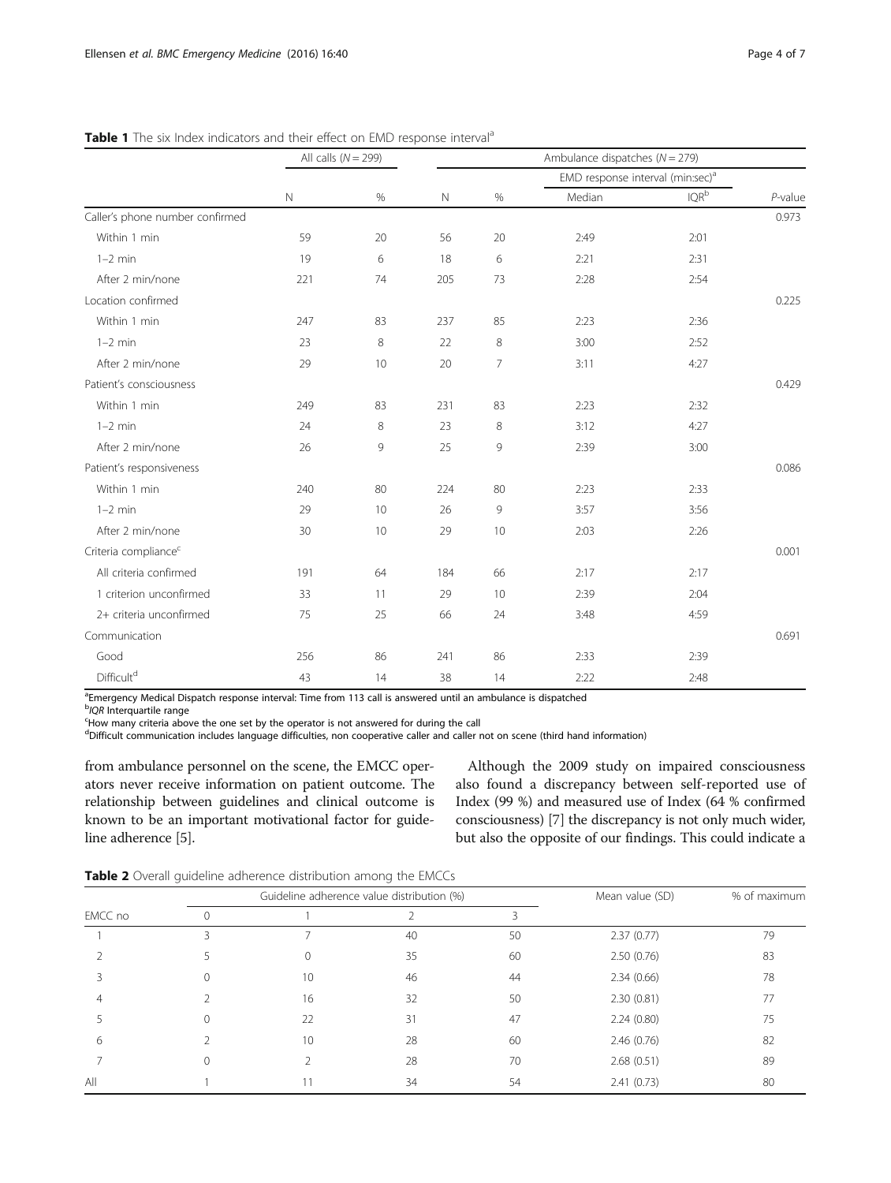**Table 1** The six Index indicators and their effect on EMD response interval[a]

| | All calls (N = 299) | | Ambulance dispatches (N = 279) | | | | |
|---|---|---|---|---|---|---|---|
| | | | | | EMD response interval (min:sec)[a] | | |
| | N | % | N | % | Median | IQR[b] | P-value |
| Caller's phone number confirmed | | | | | | | 0.973 |
| Within 1 min | 59 | 20 | 56 | 20 | 2:49 | 2:01 | |
| 1–2 min | 19 | 6 | 18 | 6 | 2:21 | 2:31 | |
| After 2 min/none | 221 | 74 | 205 | 73 | 2:28 | 2:54 | |
| Location confirmed | | | | | | | 0.225 |
| Within 1 min | 247 | 83 | 237 | 85 | 2:23 | 2:36 | |
| 1–2 min | 23 | 8 | 22 | 8 | 3:00 | 2:52 | |
| After 2 min/none | 29 | 10 | 20 | 7 | 3:11 | 4:27 | |
| Patient's consciousness | | | | | | | 0.429 |
| Within 1 min | 249 | 83 | 231 | 83 | 2:23 | 2:32 | |
| 1–2 min | 24 | 8 | 23 | 8 | 3:12 | 4:27 | |
| After 2 min/none | 26 | 9 | 25 | 9 | 2:39 | 3:00 | |
| Patient's responsiveness | | | | | | | 0.086 |
| Within 1 min | 240 | 80 | 224 | 80 | 2:23 | 2:33 | |
| 1–2 min | 29 | 10 | 26 | 9 | 3:57 | 3:56 | |
| After 2 min/none | 30 | 10 | 29 | 10 | 2:03 | 2:26 | |
| Criteria compliance[c] | | | | | | | 0.001 |
| All criteria confirmed | 191 | 64 | 184 | 66 | 2:17 | 2:17 | |
| 1 criterion unconfirmed | 33 | 11 | 29 | 10 | 2:39 | 2:04 | |
| 2+ criteria unconfirmed | 75 | 25 | 66 | 24 | 3:48 | 4:59 | |
| Communication | | | | | | | 0.691 |
| Good | 256 | 86 | 241 | 86 | 2:33 | 2:39 | |
| Difficult[d] | 43 | 14 | 38 | 14 | 2:22 | 2:48 | |

[a]Emergency Medical Dispatch response interval: Time from 113 call is answered until an ambulance is dispatched
[b]*IQR* Interquartile range
[c]How many criteria above the one set by the operator is not answered for during the call
[d]Difficult communication includes language difficulties, non cooperative caller and caller not on scene (third hand information)

from ambulance personnel on the scene, the EMCC operators never receive information on patient outcome. The relationship between guidelines and clinical outcome is known to be an important motivational factor for guideline adherence [5].

Although the 2009 study on impaired consciousness also found a discrepancy between self-reported use of Index (99 %) and measured use of Index (64 % confirmed consciousness) [7] the discrepancy is not only much wider, but also the opposite of our findings. This could indicate a

**Table 2** Overall guideline adherence distribution among the EMCCs

| | Guideline adherence value distribution (%) | | | | Mean value (SD) | % of maximum |
|---|---|---|---|---|---|---|
| EMCC no | 0 | 1 | 2 | 3 | | |
| 1 | 3 | 7 | 40 | 50 | 2.37 (0.77) | 79 |
| 2 | 5 | 0 | 35 | 60 | 2.50 (0.76) | 83 |
| 3 | 0 | 10 | 46 | 44 | 2.34 (0.66) | 78 |
| 4 | 2 | 16 | 32 | 50 | 2.30 (0.81) | 77 |
| 5 | 0 | 22 | 31 | 47 | 2.24 (0.80) | 75 |
| 6 | 2 | 10 | 28 | 60 | 2.46 (0.76) | 82 |
| 7 | 0 | 2 | 28 | 70 | 2.68 (0.51) | 89 |
| All | 1 | 11 | 34 | 54 | 2.41 (0.73) | 80 |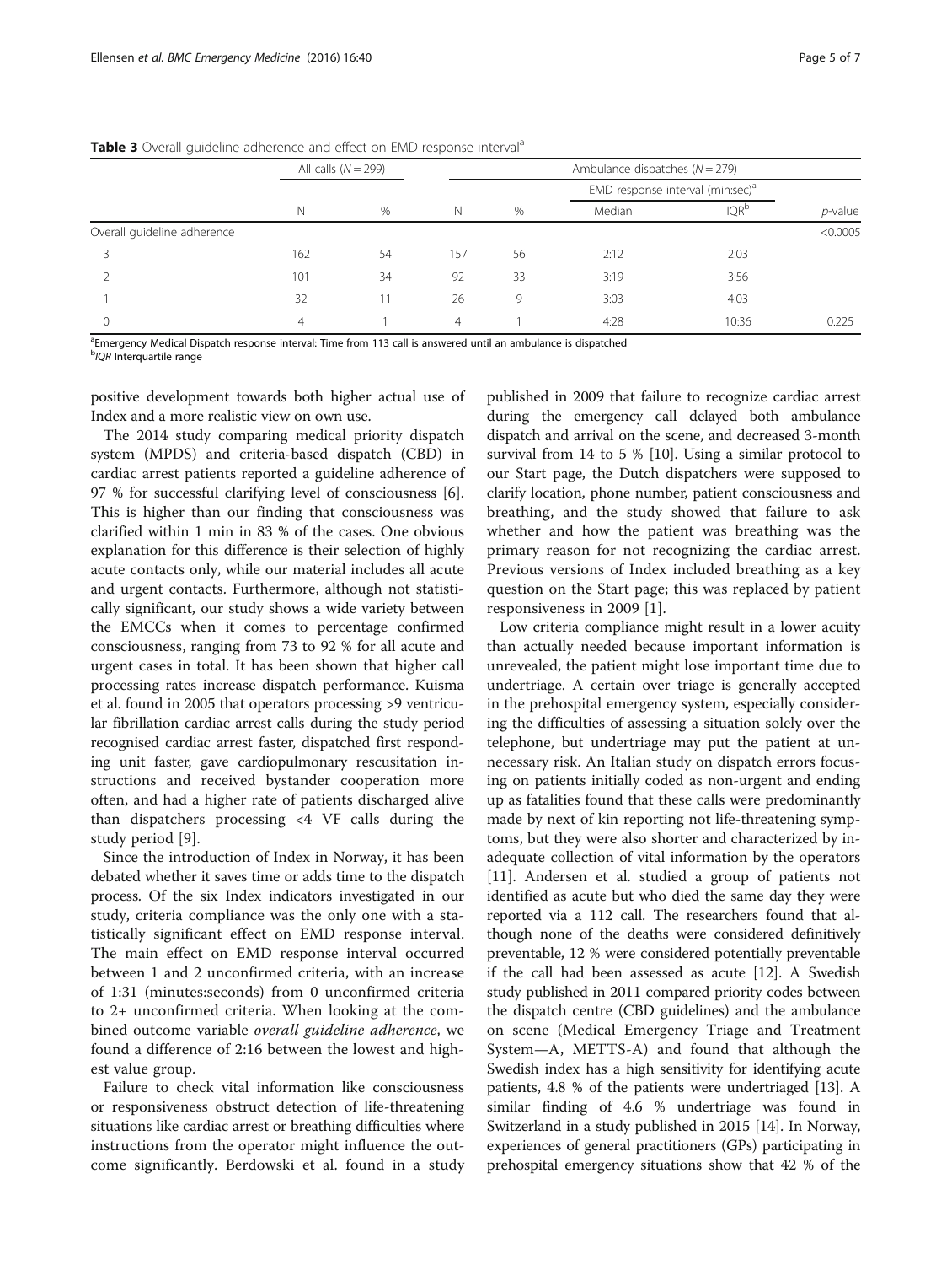**Table 3** Overall guideline adherence and effect on EMD response interval[a]

| | All calls (N = 299) | | Ambulance dispatches (N = 279) | | | | |
|---|---|---|---|---|---|---|---|
| | | | | | EMD response interval (min:sec)[a] | | |
| | N | % | N | % | Median | IQR[b] | *p*-value |
| Overall guideline adherence | | | | | | | <0.0005 |
| 3 | 162 | 54 | 157 | 56 | 2:12 | 2:03 | |
| 2 | 101 | 34 | 92 | 33 | 3:19 | 3:56 | |
| 1 | 32 | 11 | 26 | 9 | 3:03 | 4:03 | |
| 0 | 4 | 1 | 4 | 1 | 4:28 | 10:36 | 0.225 |

[a]Emergency Medical Dispatch response interval: Time from 113 call is answered until an ambulance is dispatched
[b]*IQR* Interquartile range

positive development towards both higher actual use of Index and a more realistic view on own use.

The 2014 study comparing medical priority dispatch system (MPDS) and criteria-based dispatch (CBD) in cardiac arrest patients reported a guideline adherence of 97 % for successful clarifying level of consciousness [6]. This is higher than our finding that consciousness was clarified within 1 min in 83 % of the cases. One obvious explanation for this difference is their selection of highly acute contacts only, while our material includes all acute and urgent contacts. Furthermore, although not statistically significant, our study shows a wide variety between the EMCCs when it comes to percentage confirmed consciousness, ranging from 73 to 92 % for all acute and urgent cases in total. It has been shown that higher call processing rates increase dispatch performance. Kuisma et al. found in 2005 that operators processing >9 ventricular fibrillation cardiac arrest calls during the study period recognised cardiac arrest faster, dispatched first responding unit faster, gave cardiopulmonary rescusitation instructions and received bystander cooperation more often, and had a higher rate of patients discharged alive than dispatchers processing <4 VF calls during the study period [9].

Since the introduction of Index in Norway, it has been debated whether it saves time or adds time to the dispatch process. Of the six Index indicators investigated in our study, criteria compliance was the only one with a statistically significant effect on EMD response interval. The main effect on EMD response interval occurred between 1 and 2 unconfirmed criteria, with an increase of 1:31 (minutes:seconds) from 0 unconfirmed criteria to 2+ unconfirmed criteria. When looking at the combined outcome variable *overall guideline adherence*, we found a difference of 2:16 between the lowest and highest value group.

Failure to check vital information like consciousness or responsiveness obstruct detection of life-threatening situations like cardiac arrest or breathing difficulties where instructions from the operator might influence the outcome significantly. Berdowski et al. found in a study published in 2009 that failure to recognize cardiac arrest during the emergency call delayed both ambulance dispatch and arrival on the scene, and decreased 3-month survival from 14 to 5 % [10]. Using a similar protocol to our Start page, the Dutch dispatchers were supposed to clarify location, phone number, patient consciousness and breathing, and the study showed that failure to ask whether and how the patient was breathing was the primary reason for not recognizing the cardiac arrest. Previous versions of Index included breathing as a key question on the Start page; this was replaced by patient responsiveness in 2009 [1].

Low criteria compliance might result in a lower acuity than actually needed because important information is unrevealed, the patient might lose important time due to undertriage. A certain over triage is generally accepted in the prehospital emergency system, especially considering the difficulties of assessing a situation solely over the telephone, but undertriage may put the patient at unnecessary risk. An Italian study on dispatch errors focusing on patients initially coded as non-urgent and ending up as fatalities found that these calls were predominantly made by next of kin reporting not life-threatening symptoms, but they were also shorter and characterized by inadequate collection of vital information by the operators [11]. Andersen et al. studied a group of patients not identified as acute but who died the same day they were reported via a 112 call. The researchers found that although none of the deaths were considered definitively preventable, 12 % were considered potentially preventable if the call had been assessed as acute [12]. A Swedish study published in 2011 compared priority codes between the dispatch centre (CBD guidelines) and the ambulance on scene (Medical Emergency Triage and Treatment System—A, METTS-A) and found that although the Swedish index has a high sensitivity for identifying acute patients, 4.8 % of the patients were undertriaged [13]. A similar finding of 4.6 % undertriage was found in Switzerland in a study published in 2015 [14]. In Norway, experiences of general practitioners (GPs) participating in prehospital emergency situations show that 42 % of the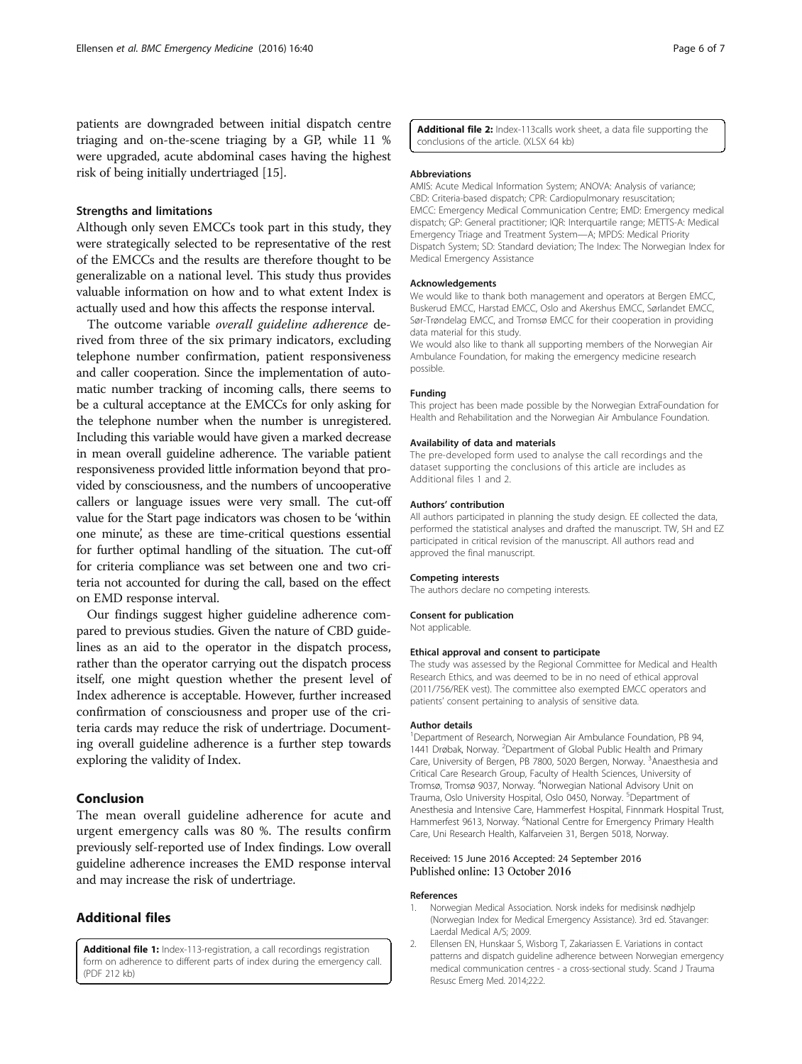patients are downgraded between initial dispatch centre triaging and on-the-scene triaging by a GP, while 11 % were upgraded, acute abdominal cases having the highest risk of being initially undertriaged [15].

### Strengths and limitations

Although only seven EMCCs took part in this study, they were strategically selected to be representative of the rest of the EMCCs and the results are therefore thought to be generalizable on a national level. This study thus provides valuable information on how and to what extent Index is actually used and how this affects the response interval.

The outcome variable *overall guideline adherence* derived from three of the six primary indicators, excluding telephone number confirmation, patient responsiveness and caller cooperation. Since the implementation of automatic number tracking of incoming calls, there seems to be a cultural acceptance at the EMCCs for only asking for the telephone number when the number is unregistered. Including this variable would have given a marked decrease in mean overall guideline adherence. The variable patient responsiveness provided little information beyond that provided by consciousness, and the numbers of uncooperative callers or language issues were very small. The cut-off value for the Start page indicators was chosen to be 'within one minute', as these are time-critical questions essential for further optimal handling of the situation. The cut-off for criteria compliance was set between one and two criteria not accounted for during the call, based on the effect on EMD response interval.

Our findings suggest higher guideline adherence compared to previous studies. Given the nature of CBD guidelines as an aid to the operator in the dispatch process, rather than the operator carrying out the dispatch process itself, one might question whether the present level of Index adherence is acceptable. However, further increased confirmation of consciousness and proper use of the criteria cards may reduce the risk of undertriage. Documenting overall guideline adherence is a further step towards exploring the validity of Index.

## Conclusion

The mean overall guideline adherence for acute and urgent emergency calls was 80 %. The results confirm previously self-reported use of Index findings. Low overall guideline adherence increases the EMD response interval and may increase the risk of undertriage.

## Additional files

**Additional file 1:** Index-113-registration, a call recordings registration form on adherence to different parts of index during the emergency call. (PDF 212 kb)

**Additional file 2:** Index-113calls work sheet, a data file supporting the conclusions of the article. (XLSX 64 kb)

#### Abbreviations

AMIS: Acute Medical Information System; ANOVA: Analysis of variance; CBD: Criteria-based dispatch; CPR: Cardiopulmonary resuscitation; EMCC: Emergency Medical Communication Centre; EMD: Emergency medical dispatch; GP: General practitioner; IQR: Interquartile range; METTS-A: Medical Emergency Triage and Treatment System—A; MPDS: Medical Priority Dispatch System; SD: Standard deviation; The Index: The Norwegian Index for Medical Emergency Assistance

#### Acknowledgements

We would like to thank both management and operators at Bergen EMCC, Buskerud EMCC, Harstad EMCC, Oslo and Akershus EMCC, Sørlandet EMCC, Sør-Trøndelag EMCC, and Tromsø EMCC for their cooperation in providing data material for this study.

We would also like to thank all supporting members of the Norwegian Air Ambulance Foundation, for making the emergency medicine research possible.

#### Funding

This project has been made possible by the Norwegian ExtraFoundation for Health and Rehabilitation and the Norwegian Air Ambulance Foundation.

#### Availability of data and materials

The pre-developed form used to analyse the call recordings and the dataset supporting the conclusions of this article are includes as Additional files 1 and 2.

#### Authors' contribution

All authors participated in planning the study design. EE collected the data, performed the statistical analyses and drafted the manuscript. TW, SH and EZ participated in critical revision of the manuscript. All authors read and approved the final manuscript.

#### Competing interests

The authors declare no competing interests.

#### Consent for publication

Not applicable.

#### Ethical approval and consent to participate

The study was assessed by the Regional Committee for Medical and Health Research Ethics, and was deemed to be in no need of ethical approval (2011/756/REK vest). The committee also exempted EMCC operators and patients' consent pertaining to analysis of sensitive data.

#### Author details

[1]Department of Research, Norwegian Air Ambulance Foundation, PB 94, 1441 Drøbak, Norway. [2]Department of Global Public Health and Primary Care, University of Bergen, PB 7800, 5020 Bergen, Norway. [3]Anaesthesia and Critical Care Research Group, Faculty of Health Sciences, University of Tromsø, Tromsø 9037, Norway. [4]Norwegian National Advisory Unit on Trauma, Oslo University Hospital, Oslo 0450, Norway. [5]Department of Anesthesia and Intensive Care, Hammerfest Hospital, Finnmark Hospital Trust, Hammerfest 9613, Norway. [6]National Centre for Emergency Primary Health Care, Uni Research Health, Kalfarveien 31, Bergen 5018, Norway.

Received: 15 June 2016 Accepted: 24 September 2016
Published online: 13 October 2016

#### References

1. Norwegian Medical Association. Norsk indeks for medisinsk nødhjelp (Norwegian Index for Medical Emergency Assistance). 3rd ed. Stavanger: Laerdal Medical A/S; 2009.
2. Ellensen EN, Hunskaar S, Wisborg T, Zakariassen E. Variations in contact patterns and dispatch guideline adherence between Norwegian emergency medical communication centres - a cross-sectional study. Scand J Trauma Resusc Emerg Med. 2014;22:2.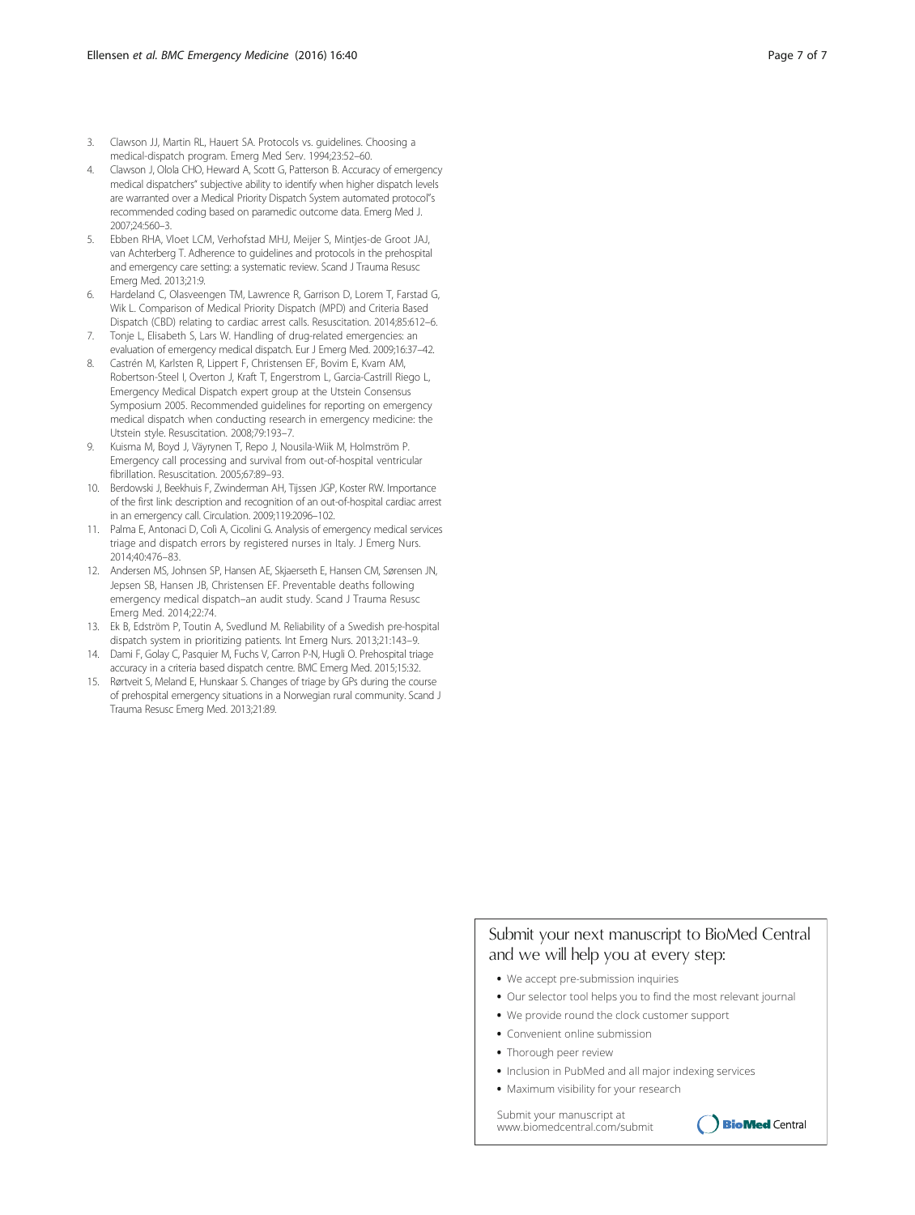3. Clawson JJ, Martin RL, Hauert SA. Protocols vs. guidelines. Choosing a medical-dispatch program. Emerg Med Serv. 1994;23:52–60.
4. Clawson J, Olola CHO, Heward A, Scott G, Patterson B. Accuracy of emergency medical dispatchers' subjective ability to identify when higher dispatch levels are warranted over a Medical Priority Dispatch System automated protocol's recommended coding based on paramedic outcome data. Emerg Med J. 2007;24:560–3.
5. Ebben RHA, Vloet LCM, Verhofstad MHJ, Meijer S, Mintjes-de Groot JAJ, van Achterberg T. Adherence to guidelines and protocols in the prehospital and emergency care setting: a systematic review. Scand J Trauma Resusc Emerg Med. 2013;21:9.
6. Hardeland C, Olasveengen TM, Lawrence R, Garrison D, Lorem T, Farstad G, Wik L. Comparison of Medical Priority Dispatch (MPD) and Criteria Based Dispatch (CBD) relating to cardiac arrest calls. Resuscitation. 2014;85:612–6.
7. Tonje L, Elisabeth S, Lars W. Handling of drug-related emergencies: an evaluation of emergency medical dispatch. Eur J Emerg Med. 2009;16:37–42.
8. Castrén M, Karlsten R, Lippert F, Christensen EF, Bovim E, Kvam AM, Robertson-Steel I, Overton J, Kraft T, Engerstrom L, Garcia-Castrill Riego L, Emergency Medical Dispatch expert group at the Utstein Consensus Symposium 2005. Recommended guidelines for reporting on emergency medical dispatch when conducting research in emergency medicine: the Utstein style. Resuscitation. 2008;79:193–7.
9. Kuisma M, Boyd J, Väyrynen T, Repo J, Nousila-Wiik M, Holmström P. Emergency call processing and survival from out-of-hospital ventricular fibrillation. Resuscitation. 2005;67:89–93.
10. Berdowski J, Beekhuis F, Zwinderman AH, Tijssen JGP, Koster RW. Importance of the first link: description and recognition of an out-of-hospital cardiac arrest in an emergency call. Circulation. 2009;119:2096–102.
11. Palma E, Antonaci D, Colì A, Cicolini G. Analysis of emergency medical services triage and dispatch errors by registered nurses in Italy. J Emerg Nurs. 2014;40:476–83.
12. Andersen MS, Johnsen SP, Hansen AE, Skjaerseth E, Hansen CM, Sørensen JN, Jepsen SB, Hansen JB, Christensen EF. Preventable deaths following emergency medical dispatch–an audit study. Scand J Trauma Resusc Emerg Med. 2014;22:74.
13. Ek B, Edström P, Toutin A, Svedlund M. Reliability of a Swedish pre-hospital dispatch system in prioritizing patients. Int Emerg Nurs. 2013;21:143–9.
14. Dami F, Golay C, Pasquier M, Fuchs V, Carron P-N, Hugli O. Prehospital triage accuracy in a criteria based dispatch centre. BMC Emerg Med. 2015;15:32.
15. Rørtveit S, Meland E, Hunskaar S. Changes of triage by GPs during the course of prehospital emergency situations in a Norwegian rural community. Scand J Trauma Resusc Emerg Med. 2013;21:89.

Submit your next manuscript to BioMed Central and we will help you at every step:

- We accept pre-submission inquiries
- Our selector tool helps you to find the most relevant journal
- We provide round the clock customer support
- Convenient online submission
- Thorough peer review
- Inclusion in PubMed and all major indexing services
- Maximum visibility for your research

Submit your manuscript at www.biomedcentral.com/submit

BioMed Central